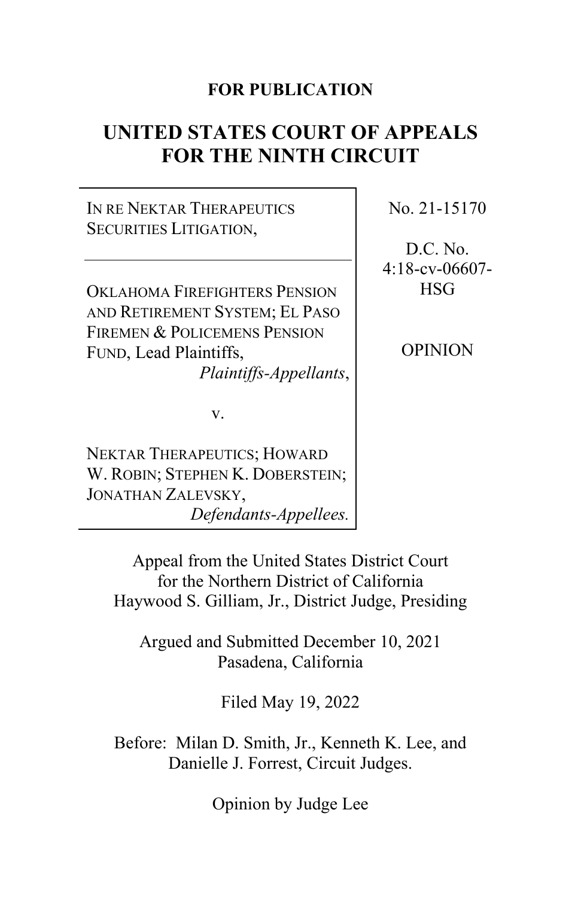**FOR PUBLICATION**

# UNITED STATES COURT OF APPEALS FOR THE NINTH CIRCUIT

| | |
|---|---|
| IN RE NEKTAR THERAPEUTICS SECURITIES LITIGATION,<br><br>OKLAHOMA FIREFIGHTERS PENSION AND RETIREMENT SYSTEM; EL PASO FIREMEN & POLICEMENS PENSION FUND, Lead Plaintiffs,<br>*Plaintiffs-Appellants*,<br><br>v.<br><br>NEKTAR THERAPEUTICS; HOWARD W. ROBIN; STEPHEN K. DOBERSTEIN; JONATHAN ZALEVSKY,<br>*Defendants-Appellees.* | No. 21-15170<br><br>D.C. No. 4:18-cv-06607-HSG<br><br>OPINION |

Appeal from the United States District Court for the Northern District of California
Haywood S. Gilliam, Jr., District Judge, Presiding

Argued and Submitted December 10, 2021
Pasadena, California

Filed May 19, 2022

Before: Milan D. Smith, Jr., Kenneth K. Lee, and Danielle J. Forrest, Circuit Judges.

Opinion by Judge Lee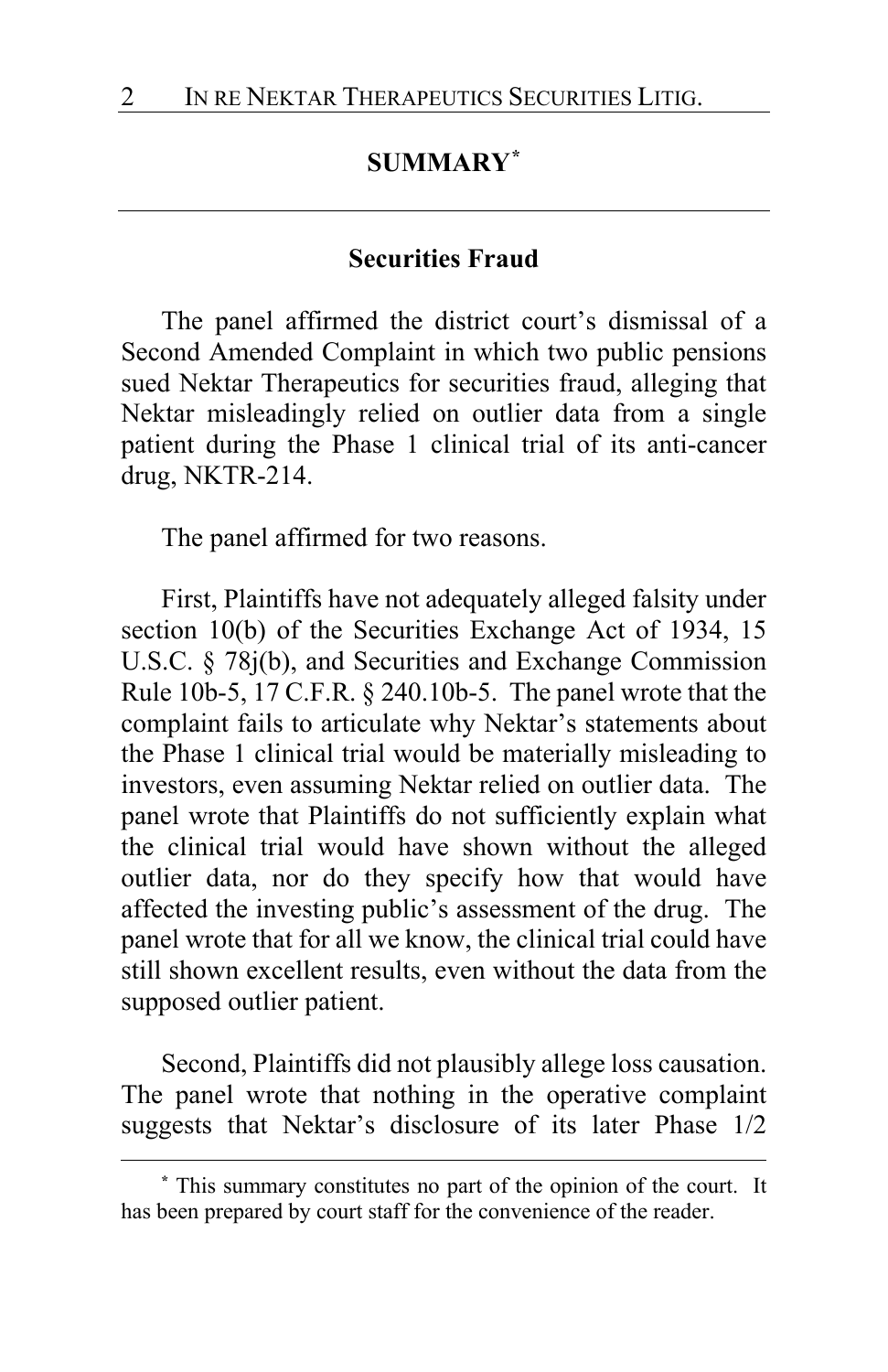## SUMMARY*

### Securities Fraud

The panel affirmed the district court's dismissal of a Second Amended Complaint in which two public pensions sued Nektar Therapeutics for securities fraud, alleging that Nektar misleadingly relied on outlier data from a single patient during the Phase 1 clinical trial of its anti-cancer drug, NKTR-214.

The panel affirmed for two reasons.

First, Plaintiffs have not adequately alleged falsity under section 10(b) of the Securities Exchange Act of 1934, 15 U.S.C. § 78j(b), and Securities and Exchange Commission Rule 10b-5, 17 C.F.R. § 240.10b-5. The panel wrote that the complaint fails to articulate why Nektar's statements about the Phase 1 clinical trial would be materially misleading to investors, even assuming Nektar relied on outlier data. The panel wrote that Plaintiffs do not sufficiently explain what the clinical trial would have shown without the alleged outlier data, nor do they specify how that would have affected the investing public's assessment of the drug. The panel wrote that for all we know, the clinical trial could have still shown excellent results, even without the data from the supposed outlier patient.

Second, Plaintiffs did not plausibly allege loss causation. The panel wrote that nothing in the operative complaint suggests that Nektar's disclosure of its later Phase 1/2

* This summary constitutes no part of the opinion of the court. It has been prepared by court staff for the convenience of the reader.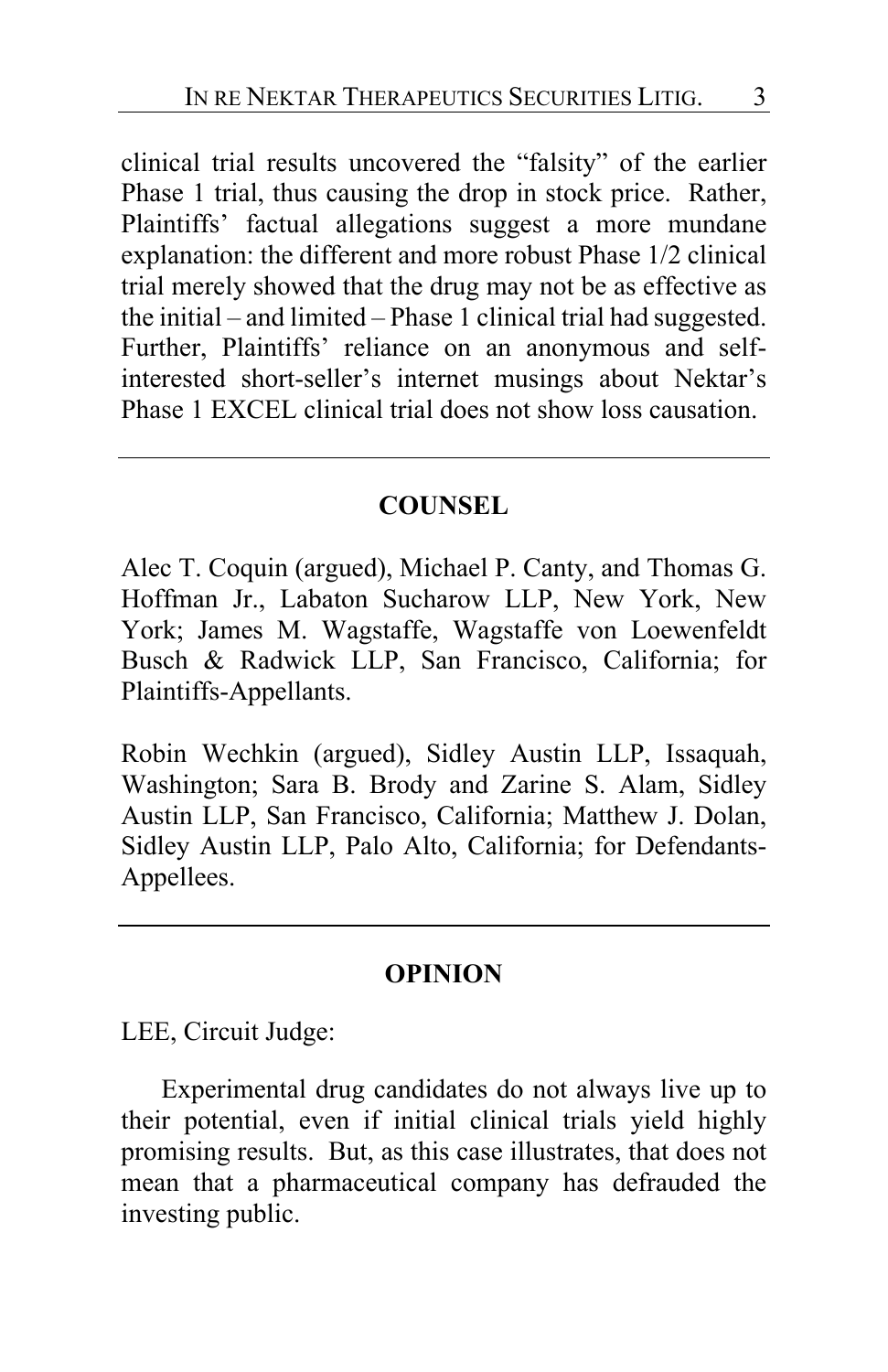clinical trial results uncovered the "falsity" of the earlier Phase 1 trial, thus causing the drop in stock price. Rather, Plaintiffs' factual allegations suggest a more mundane explanation: the different and more robust Phase 1/2 clinical trial merely showed that the drug may not be as effective as the initial – and limited – Phase 1 clinical trial had suggested. Further, Plaintiffs' reliance on an anonymous and self-interested short-seller's internet musings about Nektar's Phase 1 EXCEL clinical trial does not show loss causation.

---

## COUNSEL

Alec T. Coquin (argued), Michael P. Canty, and Thomas G. Hoffman Jr., Labaton Sucharow LLP, New York, New York; James M. Wagstaffe, Wagstaffe von Loewenfeldt Busch & Radwick LLP, San Francisco, California; for Plaintiffs-Appellants.

Robin Wechkin (argued), Sidley Austin LLP, Issaquah, Washington; Sara B. Brody and Zarine S. Alam, Sidley Austin LLP, San Francisco, California; Matthew J. Dolan, Sidley Austin LLP, Palo Alto, California; for Defendants-Appellees.

---

## OPINION

LEE, Circuit Judge:

Experimental drug candidates do not always live up to their potential, even if initial clinical trials yield highly promising results. But, as this case illustrates, that does not mean that a pharmaceutical company has defrauded the investing public.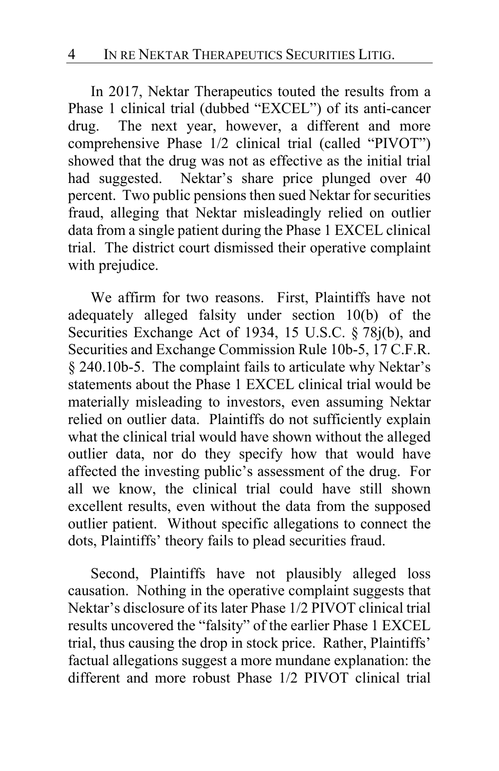In 2017, Nektar Therapeutics touted the results from a Phase 1 clinical trial (dubbed "EXCEL") of its anti-cancer drug. The next year, however, a different and more comprehensive Phase 1/2 clinical trial (called "PIVOT") showed that the drug was not as effective as the initial trial had suggested. Nektar's share price plunged over 40 percent. Two public pensions then sued Nektar for securities fraud, alleging that Nektar misleadingly relied on outlier data from a single patient during the Phase 1 EXCEL clinical trial. The district court dismissed their operative complaint with prejudice.

We affirm for two reasons. First, Plaintiffs have not adequately alleged falsity under section 10(b) of the Securities Exchange Act of 1934, 15 U.S.C. § 78j(b), and Securities and Exchange Commission Rule 10b-5, 17 C.F.R. § 240.10b-5. The complaint fails to articulate why Nektar's statements about the Phase 1 EXCEL clinical trial would be materially misleading to investors, even assuming Nektar relied on outlier data. Plaintiffs do not sufficiently explain what the clinical trial would have shown without the alleged outlier data, nor do they specify how that would have affected the investing public's assessment of the drug. For all we know, the clinical trial could have still shown excellent results, even without the data from the supposed outlier patient. Without specific allegations to connect the dots, Plaintiffs' theory fails to plead securities fraud.

Second, Plaintiffs have not plausibly alleged loss causation. Nothing in the operative complaint suggests that Nektar's disclosure of its later Phase 1/2 PIVOT clinical trial results uncovered the "falsity" of the earlier Phase 1 EXCEL trial, thus causing the drop in stock price. Rather, Plaintiffs' factual allegations suggest a more mundane explanation: the different and more robust Phase 1/2 PIVOT clinical trial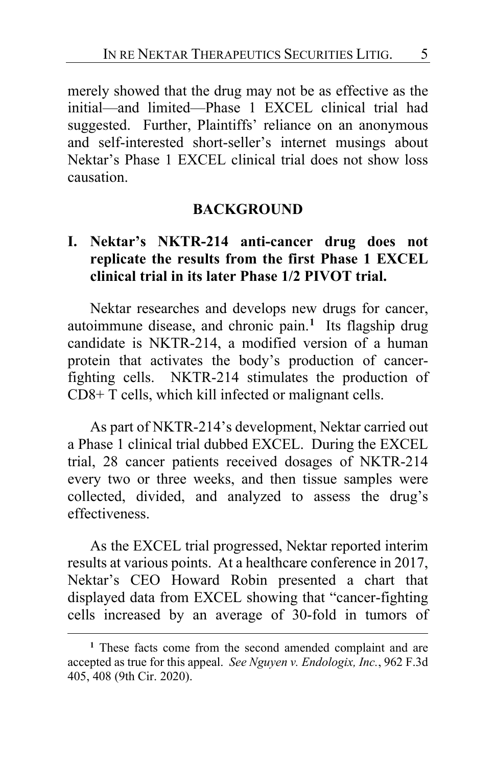merely showed that the drug may not be as effective as the initial—and limited—Phase 1 EXCEL clinical trial had suggested. Further, Plaintiffs' reliance on an anonymous and self-interested short-seller's internet musings about Nektar's Phase 1 EXCEL clinical trial does not show loss causation.

## BACKGROUND

### I. Nektar's NKTR-214 anti-cancer drug does not replicate the results from the first Phase 1 EXCEL clinical trial in its later Phase 1/2 PIVOT trial.

Nektar researches and develops new drugs for cancer, autoimmune disease, and chronic pain.[1] Its flagship drug candidate is NKTR-214, a modified version of a human protein that activates the body's production of cancer-fighting cells. NKTR-214 stimulates the production of CD8+ T cells, which kill infected or malignant cells.

As part of NKTR-214's development, Nektar carried out a Phase 1 clinical trial dubbed EXCEL. During the EXCEL trial, 28 cancer patients received dosages of NKTR-214 every two or three weeks, and then tissue samples were collected, divided, and analyzed to assess the drug's effectiveness.

As the EXCEL trial progressed, Nektar reported interim results at various points. At a healthcare conference in 2017, Nektar's CEO Howard Robin presented a chart that displayed data from EXCEL showing that "cancer-fighting cells increased by an average of 30-fold in tumors of

---

[1] These facts come from the second amended complaint and are accepted as true for this appeal. *See Nguyen v. Endologix, Inc.*, 962 F.3d 405, 408 (9th Cir. 2020).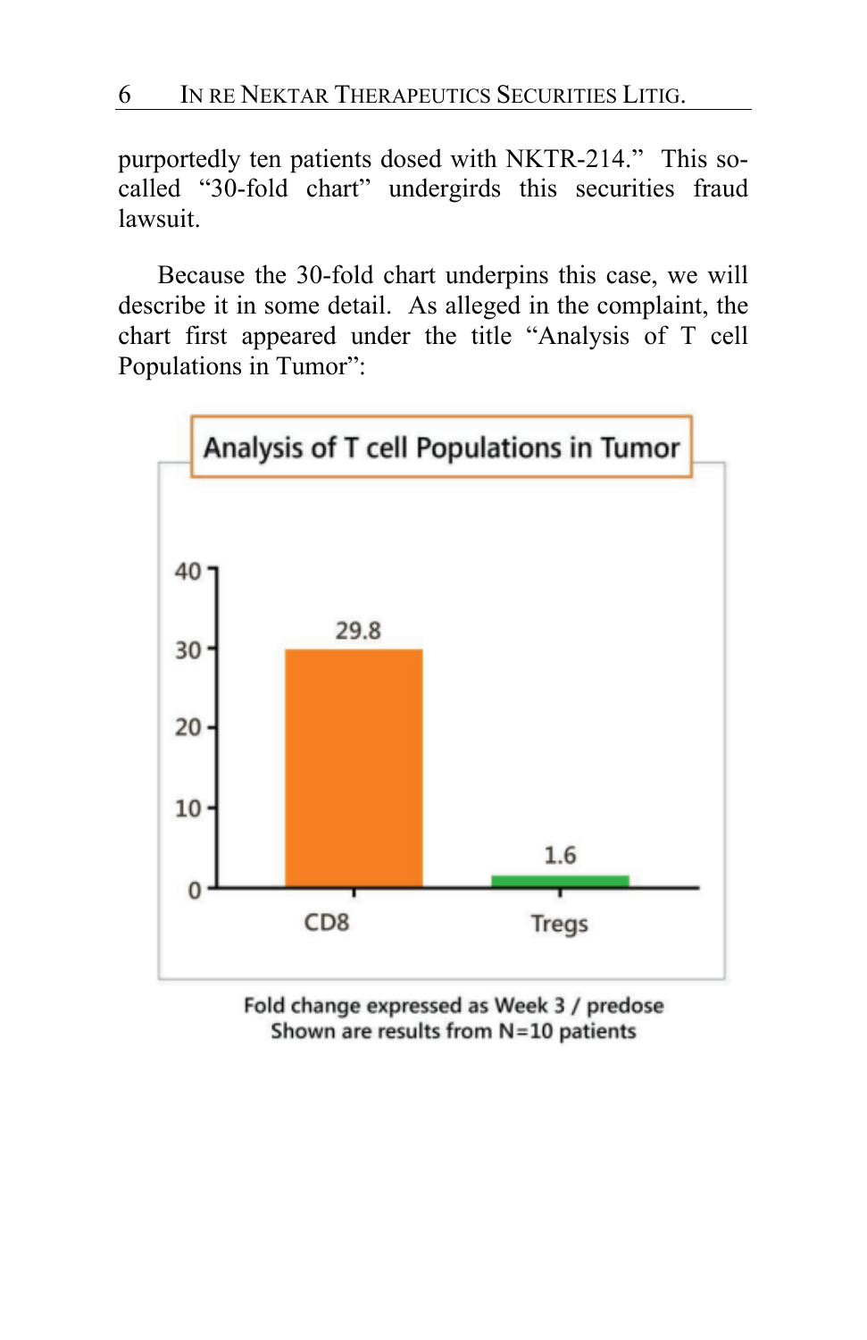purportedly ten patients dosed with NKTR-214." This so-called "30-fold chart" undergirds this securities fraud lawsuit.

Because the 30-fold chart underpins this case, we will describe it in some detail. As alleged in the complaint, the chart first appeared under the title "Analysis of T cell Populations in Tumor":

Analysis of T cell Populations in Tumor

| | CD8 | Tregs |
|---|---|---|
| Fold change | 29.8 | 1.6 |

Fold change expressed as Week 3 / predose
Shown are results from N=10 patients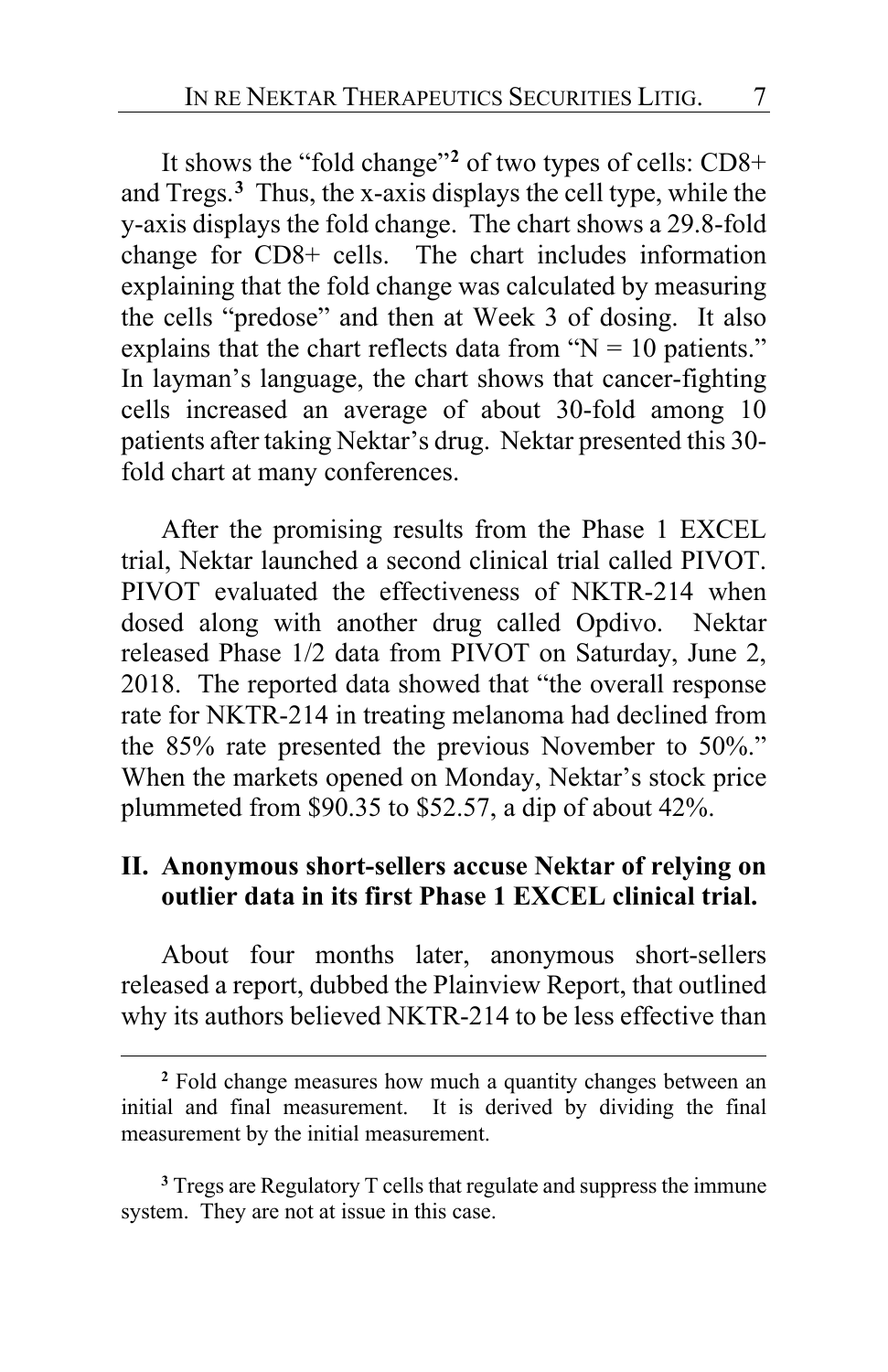It shows the "fold change"[2] of two types of cells: CD8+ and Tregs.[3] Thus, the x-axis displays the cell type, while the y-axis displays the fold change. The chart shows a 29.8-fold change for CD8+ cells. The chart includes information explaining that the fold change was calculated by measuring the cells "predose" and then at Week 3 of dosing. It also explains that the chart reflects data from "N = 10 patients." In layman's language, the chart shows that cancer-fighting cells increased an average of about 30-fold among 10 patients after taking Nektar's drug. Nektar presented this 30-fold chart at many conferences.

After the promising results from the Phase 1 EXCEL trial, Nektar launched a second clinical trial called PIVOT. PIVOT evaluated the effectiveness of NKTR-214 when dosed along with another drug called Opdivo. Nektar released Phase 1/2 data from PIVOT on Saturday, June 2, 2018. The reported data showed that "the overall response rate for NKTR-214 in treating melanoma had declined from the 85% rate presented the previous November to 50%." When the markets opened on Monday, Nektar's stock price plummeted from $90.35 to $52.57, a dip of about 42%.

## II. Anonymous short-sellers accuse Nektar of relying on outlier data in its first Phase 1 EXCEL clinical trial.

About four months later, anonymous short-sellers released a report, dubbed the Plainview Report, that outlined why its authors believed NKTR-214 to be less effective than

---

[2] Fold change measures how much a quantity changes between an initial and final measurement. It is derived by dividing the final measurement by the initial measurement.

[3] Tregs are Regulatory T cells that regulate and suppress the immune system. They are not at issue in this case.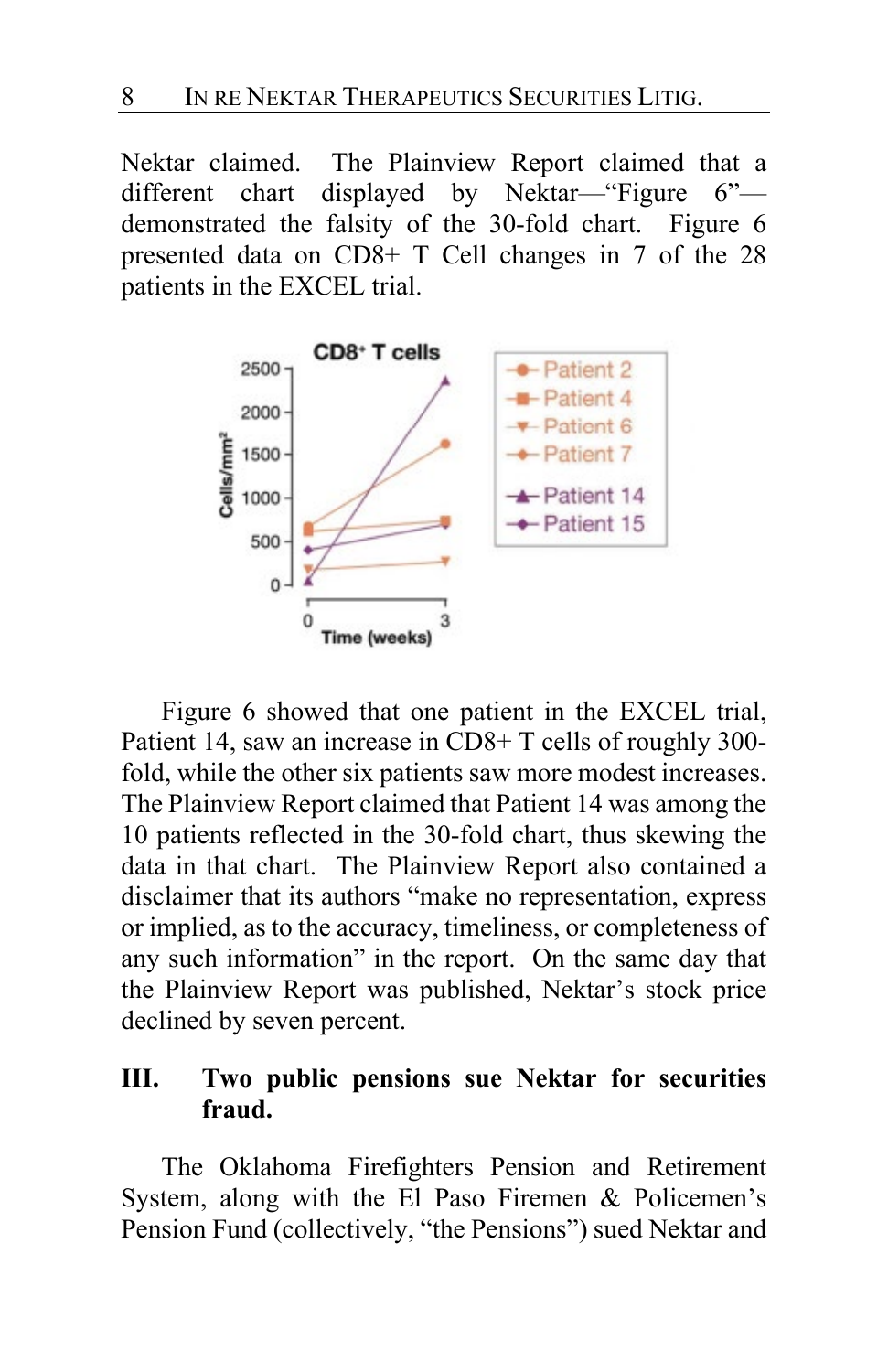Nektar claimed. The Plainview Report claimed that a different chart displayed by Nektar—"Figure 6"—demonstrated the falsity of the 30-fold chart. Figure 6 presented data on CD8+ T Cell changes in 7 of the 28 patients in the EXCEL trial.

Figure 6 showed that one patient in the EXCEL trial, Patient 14, saw an increase in CD8+ T cells of roughly 300-fold, while the other six patients saw more modest increases. The Plainview Report claimed that Patient 14 was among the 10 patients reflected in the 30-fold chart, thus skewing the data in that chart. The Plainview Report also contained a disclaimer that its authors "make no representation, express or implied, as to the accuracy, timeliness, or completeness of any such information" in the report. On the same day that the Plainview Report was published, Nektar's stock price declined by seven percent.

## III. Two public pensions sue Nektar for securities fraud.

The Oklahoma Firefighters Pension and Retirement System, along with the El Paso Firemen & Policemen's Pension Fund (collectively, "the Pensions") sued Nektar and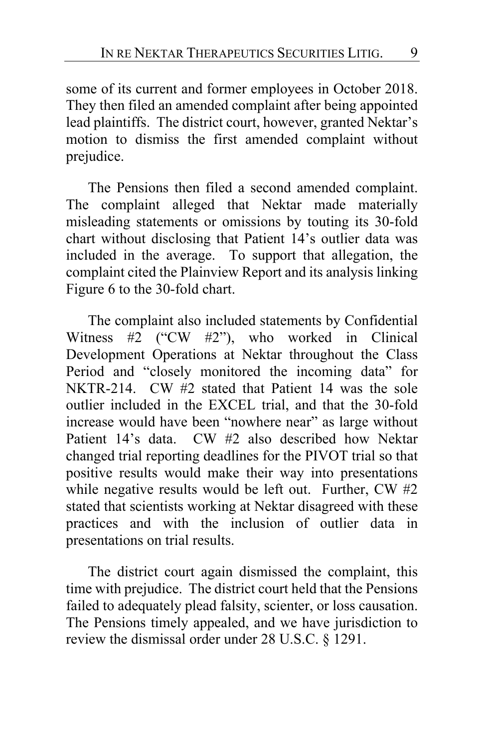some of its current and former employees in October 2018. They then filed an amended complaint after being appointed lead plaintiffs. The district court, however, granted Nektar's motion to dismiss the first amended complaint without prejudice.

The Pensions then filed a second amended complaint. The complaint alleged that Nektar made materially misleading statements or omissions by touting its 30-fold chart without disclosing that Patient 14's outlier data was included in the average. To support that allegation, the complaint cited the Plainview Report and its analysis linking Figure 6 to the 30-fold chart.

The complaint also included statements by Confidential Witness #2 ("CW #2"), who worked in Clinical Development Operations at Nektar throughout the Class Period and "closely monitored the incoming data" for NKTR-214. CW #2 stated that Patient 14 was the sole outlier included in the EXCEL trial, and that the 30-fold increase would have been "nowhere near" as large without Patient 14's data. CW #2 also described how Nektar changed trial reporting deadlines for the PIVOT trial so that positive results would make their way into presentations while negative results would be left out. Further, CW #2 stated that scientists working at Nektar disagreed with these practices and with the inclusion of outlier data in presentations on trial results.

The district court again dismissed the complaint, this time with prejudice. The district court held that the Pensions failed to adequately plead falsity, scienter, or loss causation. The Pensions timely appealed, and we have jurisdiction to review the dismissal order under 28 U.S.C. § 1291.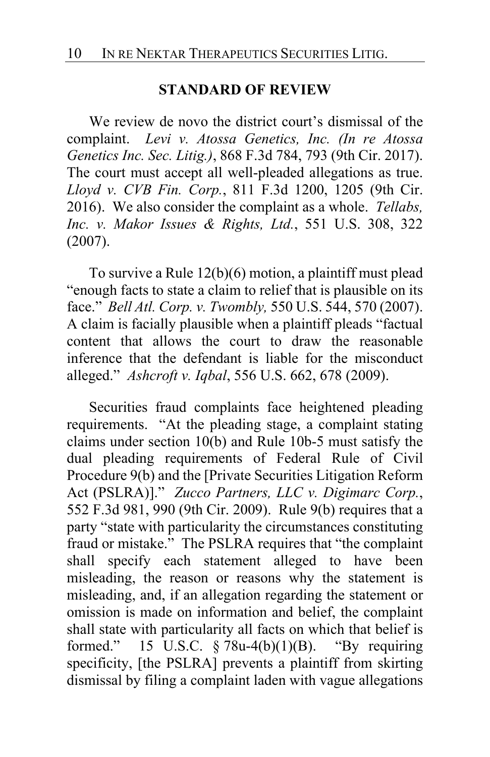## STANDARD OF REVIEW

We review de novo the district court's dismissal of the complaint. *Levi v. Atossa Genetics, Inc. (In re Atossa Genetics Inc. Sec. Litig.)*, 868 F.3d 784, 793 (9th Cir. 2017). The court must accept all well-pleaded allegations as true. *Lloyd v. CVB Fin. Corp.*, 811 F.3d 1200, 1205 (9th Cir. 2016). We also consider the complaint as a whole. *Tellabs, Inc. v. Makor Issues & Rights, Ltd.*, 551 U.S. 308, 322 (2007).

To survive a Rule 12(b)(6) motion, a plaintiff must plead "enough facts to state a claim to relief that is plausible on its face." *Bell Atl. Corp. v. Twombly,* 550 U.S. 544, 570 (2007). A claim is facially plausible when a plaintiff pleads "factual content that allows the court to draw the reasonable inference that the defendant is liable for the misconduct alleged." *Ashcroft v. Iqbal*, 556 U.S. 662, 678 (2009).

Securities fraud complaints face heightened pleading requirements. "At the pleading stage, a complaint stating claims under section 10(b) and Rule 10b-5 must satisfy the dual pleading requirements of Federal Rule of Civil Procedure 9(b) and the [Private Securities Litigation Reform Act (PSLRA)]." *Zucco Partners, LLC v. Digimarc Corp.*, 552 F.3d 981, 990 (9th Cir. 2009). Rule 9(b) requires that a party "state with particularity the circumstances constituting fraud or mistake." The PSLRA requires that "the complaint shall specify each statement alleged to have been misleading, the reason or reasons why the statement is misleading, and, if an allegation regarding the statement or omission is made on information and belief, the complaint shall state with particularity all facts on which that belief is formed." 15 U.S.C. § 78u-4(b)(1)(B). "By requiring specificity, [the PSLRA] prevents a plaintiff from skirting dismissal by filing a complaint laden with vague allegations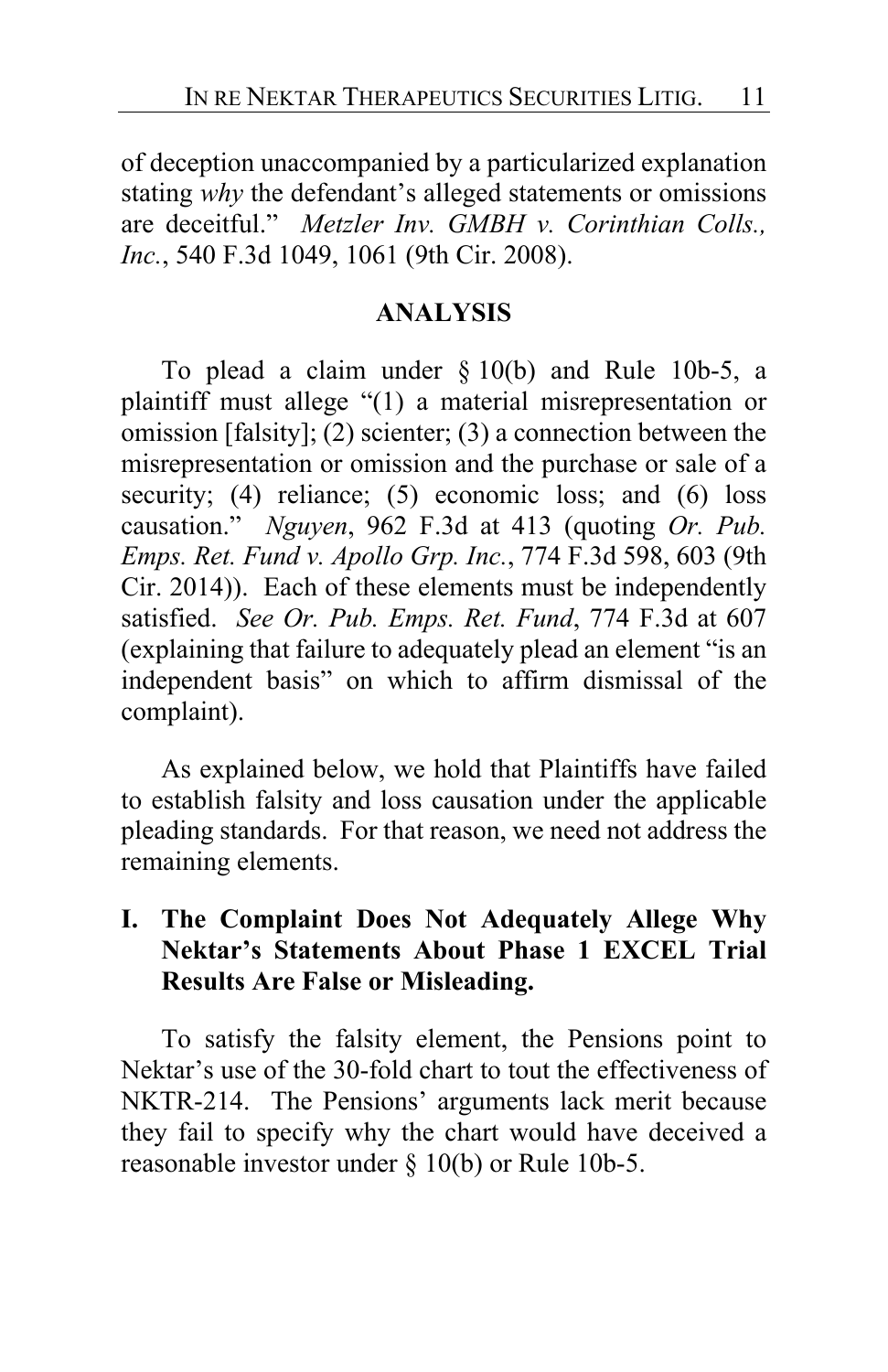of deception unaccompanied by a particularized explanation stating *why* the defendant's alleged statements or omissions are deceitful." *Metzler Inv. GMBH v. Corinthian Colls., Inc.*, 540 F.3d 1049, 1061 (9th Cir. 2008).

## ANALYSIS

To plead a claim under § 10(b) and Rule 10b-5, a plaintiff must allege "(1) a material misrepresentation or omission [falsity]; (2) scienter; (3) a connection between the misrepresentation or omission and the purchase or sale of a security; (4) reliance; (5) economic loss; and (6) loss causation." *Nguyen*, 962 F.3d at 413 (quoting *Or. Pub. Emps. Ret. Fund v. Apollo Grp. Inc.*, 774 F.3d 598, 603 (9th Cir. 2014)). Each of these elements must be independently satisfied. *See Or. Pub. Emps. Ret. Fund*, 774 F.3d at 607 (explaining that failure to adequately plead an element "is an independent basis" on which to affirm dismissal of the complaint).

As explained below, we hold that Plaintiffs have failed to establish falsity and loss causation under the applicable pleading standards. For that reason, we need not address the remaining elements.

### I. The Complaint Does Not Adequately Allege Why Nektar's Statements About Phase 1 EXCEL Trial Results Are False or Misleading.

To satisfy the falsity element, the Pensions point to Nektar's use of the 30-fold chart to tout the effectiveness of NKTR-214. The Pensions' arguments lack merit because they fail to specify why the chart would have deceived a reasonable investor under § 10(b) or Rule 10b-5.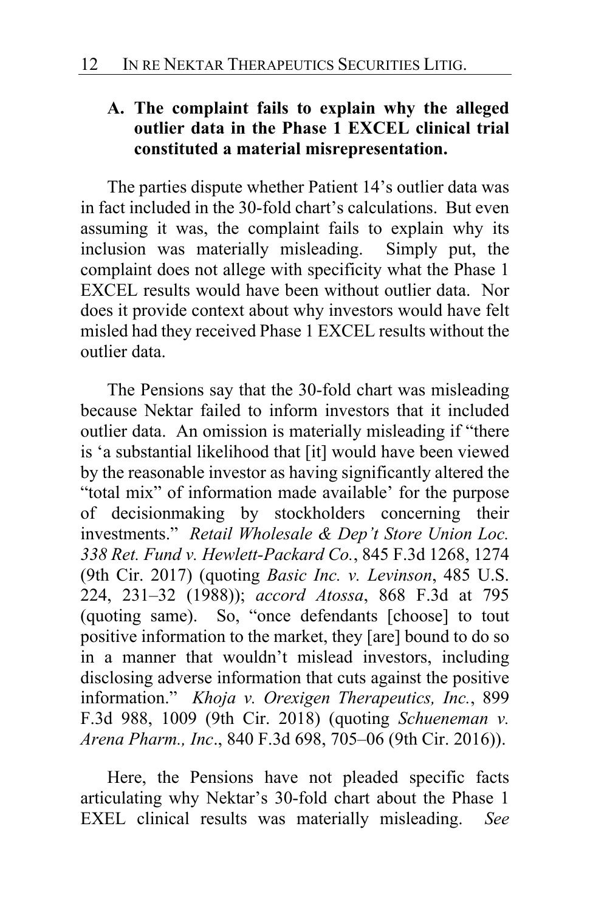### A. The complaint fails to explain why the alleged outlier data in the Phase 1 EXCEL clinical trial constituted a material misrepresentation.

The parties dispute whether Patient 14's outlier data was in fact included in the 30-fold chart's calculations. But even assuming it was, the complaint fails to explain why its inclusion was materially misleading. Simply put, the complaint does not allege with specificity what the Phase 1 EXCEL results would have been without outlier data. Nor does it provide context about why investors would have felt misled had they received Phase 1 EXCEL results without the outlier data.

The Pensions say that the 30-fold chart was misleading because Nektar failed to inform investors that it included outlier data. An omission is materially misleading if "there is 'a substantial likelihood that [it] would have been viewed by the reasonable investor as having significantly altered the "total mix" of information made available' for the purpose of decisionmaking by stockholders concerning their investments." *Retail Wholesale & Dep't Store Union Loc. 338 Ret. Fund v. Hewlett-Packard Co.*, 845 F.3d 1268, 1274 (9th Cir. 2017) (quoting *Basic Inc. v. Levinson*, 485 U.S. 224, 231–32 (1988)); *accord Atossa*, 868 F.3d at 795 (quoting same). So, "once defendants [choose] to tout positive information to the market, they [are] bound to do so in a manner that wouldn't mislead investors, including disclosing adverse information that cuts against the positive information." *Khoja v. Orexigen Therapeutics, Inc.*, 899 F.3d 988, 1009 (9th Cir. 2018) (quoting *Schueneman v. Arena Pharm., Inc*., 840 F.3d 698, 705–06 (9th Cir. 2016)).

Here, the Pensions have not pleaded specific facts articulating why Nektar's 30-fold chart about the Phase 1 EXEL clinical results was materially misleading. *See*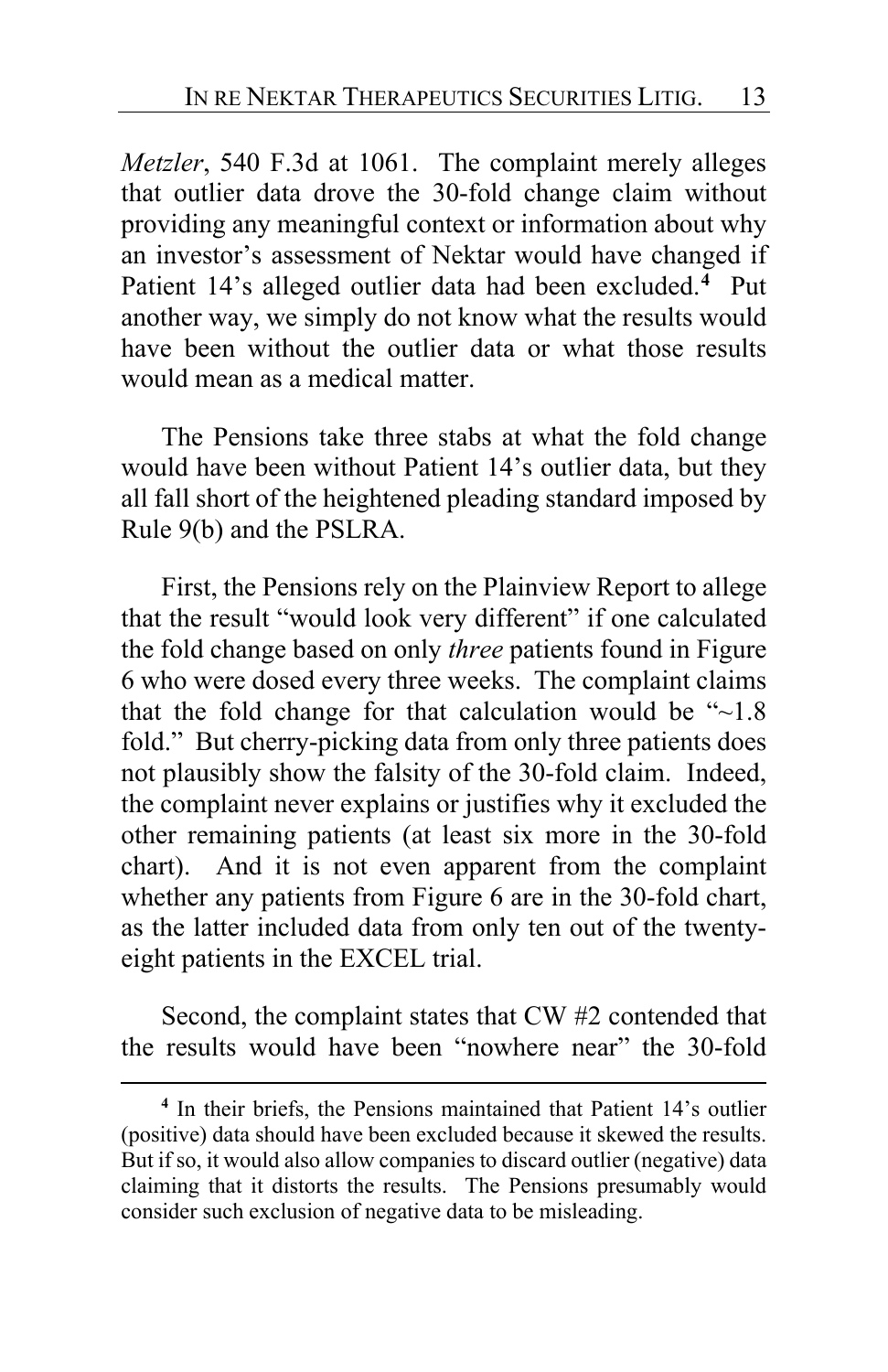*Metzler*, 540 F.3d at 1061. The complaint merely alleges that outlier data drove the 30-fold change claim without providing any meaningful context or information about why an investor's assessment of Nektar would have changed if Patient 14's alleged outlier data had been excluded.[4] Put another way, we simply do not know what the results would have been without the outlier data or what those results would mean as a medical matter.

The Pensions take three stabs at what the fold change would have been without Patient 14's outlier data, but they all fall short of the heightened pleading standard imposed by Rule 9(b) and the PSLRA.

First, the Pensions rely on the Plainview Report to allege that the result "would look very different" if one calculated the fold change based on only *three* patients found in Figure 6 who were dosed every three weeks. The complaint claims that the fold change for that calculation would be "~1.8 fold." But cherry-picking data from only three patients does not plausibly show the falsity of the 30-fold claim. Indeed, the complaint never explains or justifies why it excluded the other remaining patients (at least six more in the 30-fold chart). And it is not even apparent from the complaint whether any patients from Figure 6 are in the 30-fold chart, as the latter included data from only ten out of the twenty-eight patients in the EXCEL trial.

Second, the complaint states that CW #2 contended that the results would have been "nowhere near" the 30-fold

---

[4] In their briefs, the Pensions maintained that Patient 14's outlier (positive) data should have been excluded because it skewed the results. But if so, it would also allow companies to discard outlier (negative) data claiming that it distorts the results. The Pensions presumably would consider such exclusion of negative data to be misleading.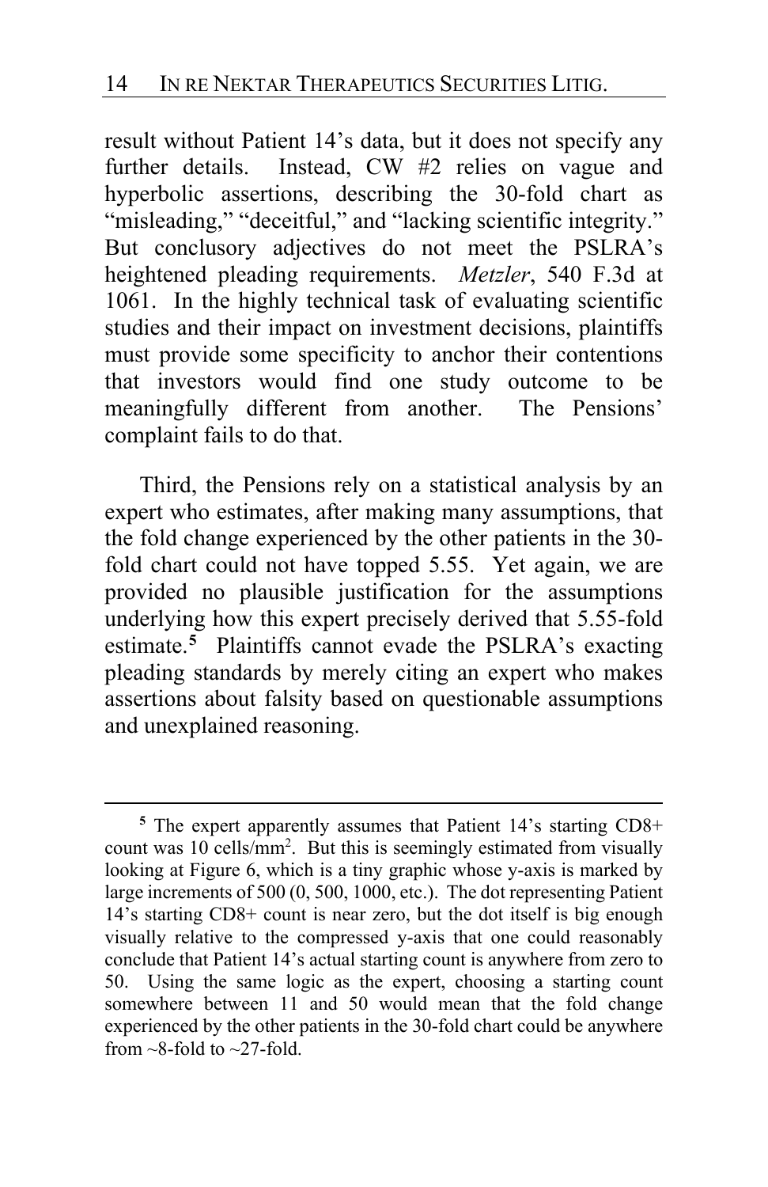result without Patient 14's data, but it does not specify any further details. Instead, CW #2 relies on vague and hyperbolic assertions, describing the 30-fold chart as "misleading," "deceitful," and "lacking scientific integrity." But conclusory adjectives do not meet the PSLRA's heightened pleading requirements. *Metzler*, 540 F.3d at 1061. In the highly technical task of evaluating scientific studies and their impact on investment decisions, plaintiffs must provide some specificity to anchor their contentions that investors would find one study outcome to be meaningfully different from another. The Pensions' complaint fails to do that.

Third, the Pensions rely on a statistical analysis by an expert who estimates, after making many assumptions, that the fold change experienced by the other patients in the 30-fold chart could not have topped 5.55. Yet again, we are provided no plausible justification for the assumptions underlying how this expert precisely derived that 5.55-fold estimate.[5] Plaintiffs cannot evade the PSLRA's exacting pleading standards by merely citing an expert who makes assertions about falsity based on questionable assumptions and unexplained reasoning.

---

[5] The expert apparently assumes that Patient 14's starting CD8+ count was 10 cells/mm$^2$. But this is seemingly estimated from visually looking at Figure 6, which is a tiny graphic whose y-axis is marked by large increments of 500 (0, 500, 1000, etc.). The dot representing Patient 14's starting CD8+ count is near zero, but the dot itself is big enough visually relative to the compressed y-axis that one could reasonably conclude that Patient 14's actual starting count is anywhere from zero to 50. Using the same logic as the expert, choosing a starting count somewhere between 11 and 50 would mean that the fold change experienced by the other patients in the 30-fold chart could be anywhere from ~8-fold to ~27-fold.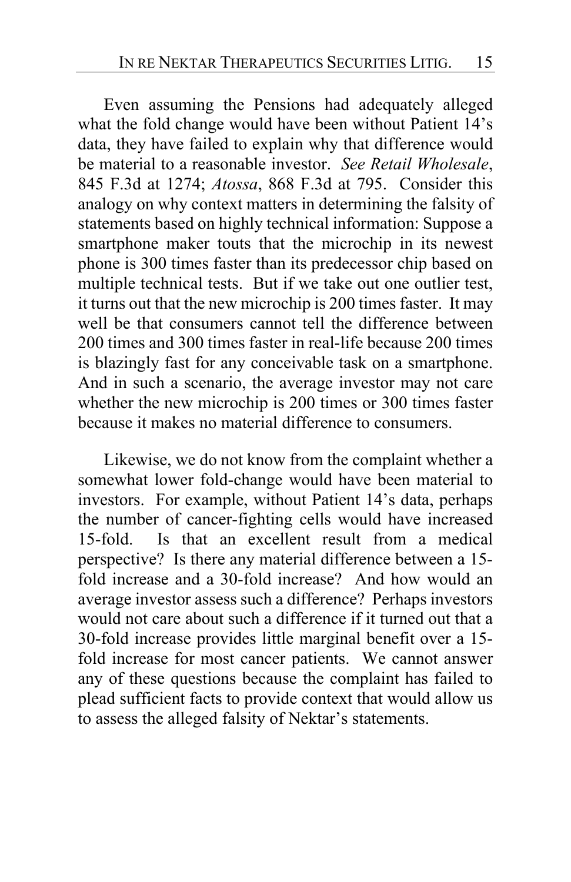Even assuming the Pensions had adequately alleged what the fold change would have been without Patient 14's data, they have failed to explain why that difference would be material to a reasonable investor. *See Retail Wholesale*, 845 F.3d at 1274; *Atossa*, 868 F.3d at 795. Consider this analogy on why context matters in determining the falsity of statements based on highly technical information: Suppose a smartphone maker touts that the microchip in its newest phone is 300 times faster than its predecessor chip based on multiple technical tests. But if we take out one outlier test, it turns out that the new microchip is 200 times faster. It may well be that consumers cannot tell the difference between 200 times and 300 times faster in real-life because 200 times is blazingly fast for any conceivable task on a smartphone. And in such a scenario, the average investor may not care whether the new microchip is 200 times or 300 times faster because it makes no material difference to consumers.

Likewise, we do not know from the complaint whether a somewhat lower fold-change would have been material to investors. For example, without Patient 14's data, perhaps the number of cancer-fighting cells would have increased 15-fold. Is that an excellent result from a medical perspective? Is there any material difference between a 15-fold increase and a 30-fold increase? And how would an average investor assess such a difference? Perhaps investors would not care about such a difference if it turned out that a 30-fold increase provides little marginal benefit over a 15-fold increase for most cancer patients. We cannot answer any of these questions because the complaint has failed to plead sufficient facts to provide context that would allow us to assess the alleged falsity of Nektar's statements.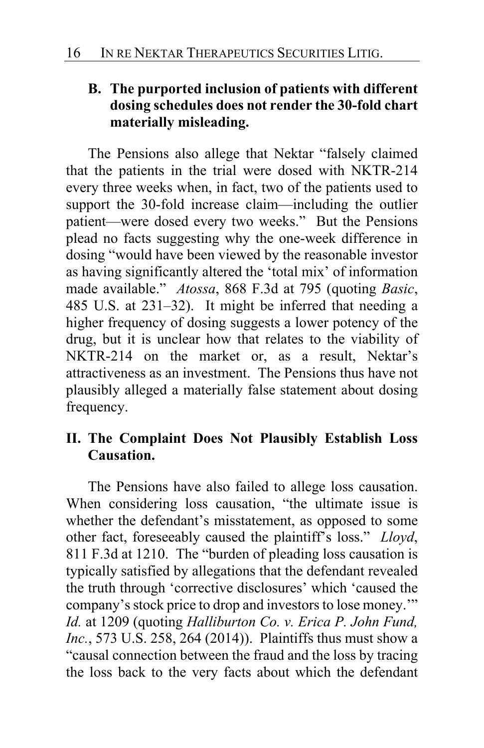### B. The purported inclusion of patients with different dosing schedules does not render the 30-fold chart materially misleading.

The Pensions also allege that Nektar "falsely claimed that the patients in the trial were dosed with NKTR-214 every three weeks when, in fact, two of the patients used to support the 30-fold increase claim—including the outlier patient—were dosed every two weeks." But the Pensions plead no facts suggesting why the one-week difference in dosing "would have been viewed by the reasonable investor as having significantly altered the 'total mix' of information made available." *Atossa*, 868 F.3d at 795 (quoting *Basic*, 485 U.S. at 231–32). It might be inferred that needing a higher frequency of dosing suggests a lower potency of the drug, but it is unclear how that relates to the viability of NKTR-214 on the market or, as a result, Nektar's attractiveness as an investment. The Pensions thus have not plausibly alleged a materially false statement about dosing frequency.

## II. The Complaint Does Not Plausibly Establish Loss Causation.

The Pensions have also failed to allege loss causation. When considering loss causation, "the ultimate issue is whether the defendant's misstatement, as opposed to some other fact, foreseeably caused the plaintiff's loss." *Lloyd*, 811 F.3d at 1210. The "burden of pleading loss causation is typically satisfied by allegations that the defendant revealed the truth through 'corrective disclosures' which 'caused the company's stock price to drop and investors to lose money.'" *Id.* at 1209 (quoting *Halliburton Co. v. Erica P. John Fund, Inc.*, 573 U.S. 258, 264 (2014)). Plaintiffs thus must show a "causal connection between the fraud and the loss by tracing the loss back to the very facts about which the defendant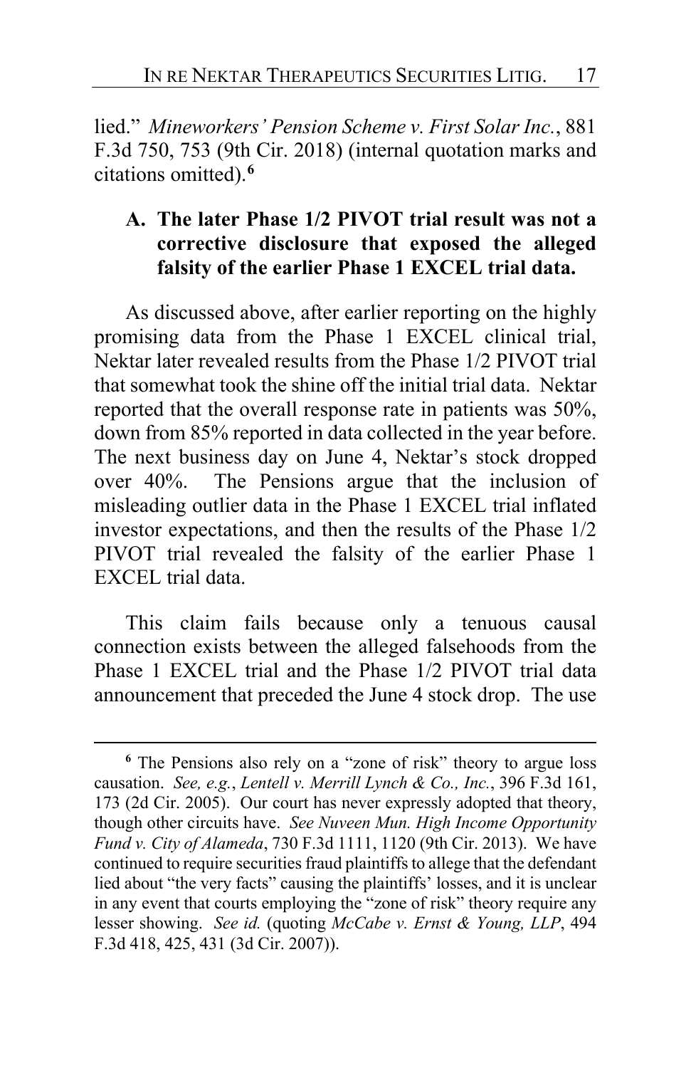lied." *Mineworkers' Pension Scheme v. First Solar Inc.*, 881 F.3d 750, 753 (9th Cir. 2018) (internal quotation marks and citations omitted).[6]

### A. The later Phase 1/2 PIVOT trial result was not a corrective disclosure that exposed the alleged falsity of the earlier Phase 1 EXCEL trial data.

As discussed above, after earlier reporting on the highly promising data from the Phase 1 EXCEL clinical trial, Nektar later revealed results from the Phase 1/2 PIVOT trial that somewhat took the shine off the initial trial data. Nektar reported that the overall response rate in patients was 50%, down from 85% reported in data collected in the year before. The next business day on June 4, Nektar's stock dropped over 40%. The Pensions argue that the inclusion of misleading outlier data in the Phase 1 EXCEL trial inflated investor expectations, and then the results of the Phase 1/2 PIVOT trial revealed the falsity of the earlier Phase 1 EXCEL trial data.

This claim fails because only a tenuous causal connection exists between the alleged falsehoods from the Phase 1 EXCEL trial and the Phase 1/2 PIVOT trial data announcement that preceded the June 4 stock drop. The use

---

[6] The Pensions also rely on a "zone of risk" theory to argue loss causation. *See, e.g.*, *Lentell v. Merrill Lynch & Co., Inc.*, 396 F.3d 161, 173 (2d Cir. 2005). Our court has never expressly adopted that theory, though other circuits have. *See Nuveen Mun. High Income Opportunity Fund v. City of Alameda*, 730 F.3d 1111, 1120 (9th Cir. 2013). We have continued to require securities fraud plaintiffs to allege that the defendant lied about "the very facts" causing the plaintiffs' losses, and it is unclear in any event that courts employing the "zone of risk" theory require any lesser showing. *See id.* (quoting *McCabe v. Ernst & Young, LLP*, 494 F.3d 418, 425, 431 (3d Cir. 2007)).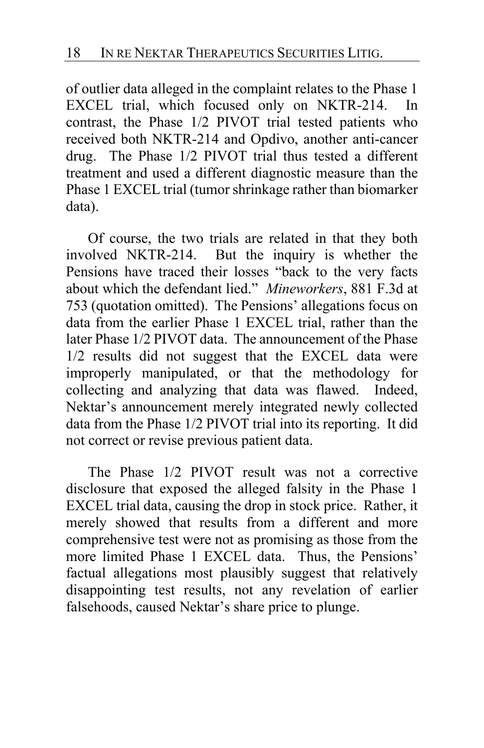of outlier data alleged in the complaint relates to the Phase 1 EXCEL trial, which focused only on NKTR-214. In contrast, the Phase 1/2 PIVOT trial tested patients who received both NKTR-214 and Opdivo, another anti-cancer drug. The Phase 1/2 PIVOT trial thus tested a different treatment and used a different diagnostic measure than the Phase 1 EXCEL trial (tumor shrinkage rather than biomarker data).

Of course, the two trials are related in that they both involved NKTR-214. But the inquiry is whether the Pensions have traced their losses "back to the very facts about which the defendant lied." *Mineworkers*, 881 F.3d at 753 (quotation omitted). The Pensions' allegations focus on data from the earlier Phase 1 EXCEL trial, rather than the later Phase 1/2 PIVOT data. The announcement of the Phase 1/2 results did not suggest that the EXCEL data were improperly manipulated, or that the methodology for collecting and analyzing that data was flawed. Indeed, Nektar's announcement merely integrated newly collected data from the Phase 1/2 PIVOT trial into its reporting. It did not correct or revise previous patient data.

The Phase 1/2 PIVOT result was not a corrective disclosure that exposed the alleged falsity in the Phase 1 EXCEL trial data, causing the drop in stock price. Rather, it merely showed that results from a different and more comprehensive test were not as promising as those from the more limited Phase 1 EXCEL data. Thus, the Pensions' factual allegations most plausibly suggest that relatively disappointing test results, not any revelation of earlier falsehoods, caused Nektar's share price to plunge.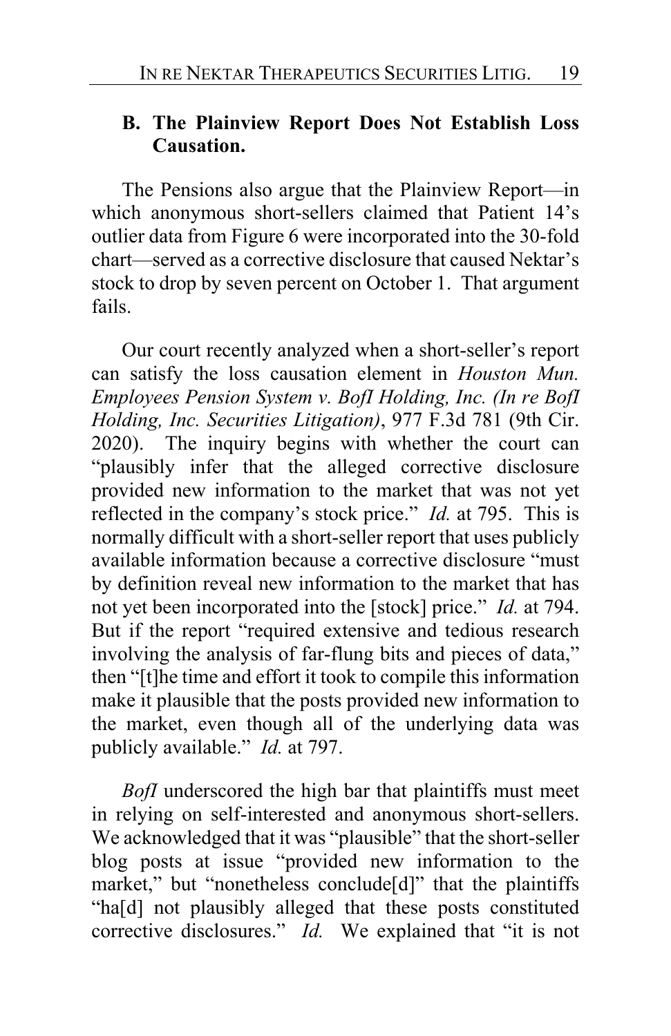### B. The Plainview Report Does Not Establish Loss Causation.

The Pensions also argue that the Plainview Report—in which anonymous short-sellers claimed that Patient 14's outlier data from Figure 6 were incorporated into the 30-fold chart—served as a corrective disclosure that caused Nektar's stock to drop by seven percent on October 1. That argument fails.

Our court recently analyzed when a short-seller's report can satisfy the loss causation element in *Houston Mun. Employees Pension System v. BofI Holding, Inc. (In re BofI Holding, Inc. Securities Litigation)*, 977 F.3d 781 (9th Cir. 2020). The inquiry begins with whether the court can "plausibly infer that the alleged corrective disclosure provided new information to the market that was not yet reflected in the company's stock price." *Id.* at 795. This is normally difficult with a short-seller report that uses publicly available information because a corrective disclosure "must by definition reveal new information to the market that has not yet been incorporated into the [stock] price." *Id.* at 794. But if the report "required extensive and tedious research involving the analysis of far-flung bits and pieces of data," then "[t]he time and effort it took to compile this information make it plausible that the posts provided new information to the market, even though all of the underlying data was publicly available." *Id.* at 797.

*BofI* underscored the high bar that plaintiffs must meet in relying on self-interested and anonymous short-sellers. We acknowledged that it was "plausible" that the short-seller blog posts at issue "provided new information to the market," but "nonetheless conclude[d]" that the plaintiffs "ha[d] not plausibly alleged that these posts constituted corrective disclosures." *Id.* We explained that "it is not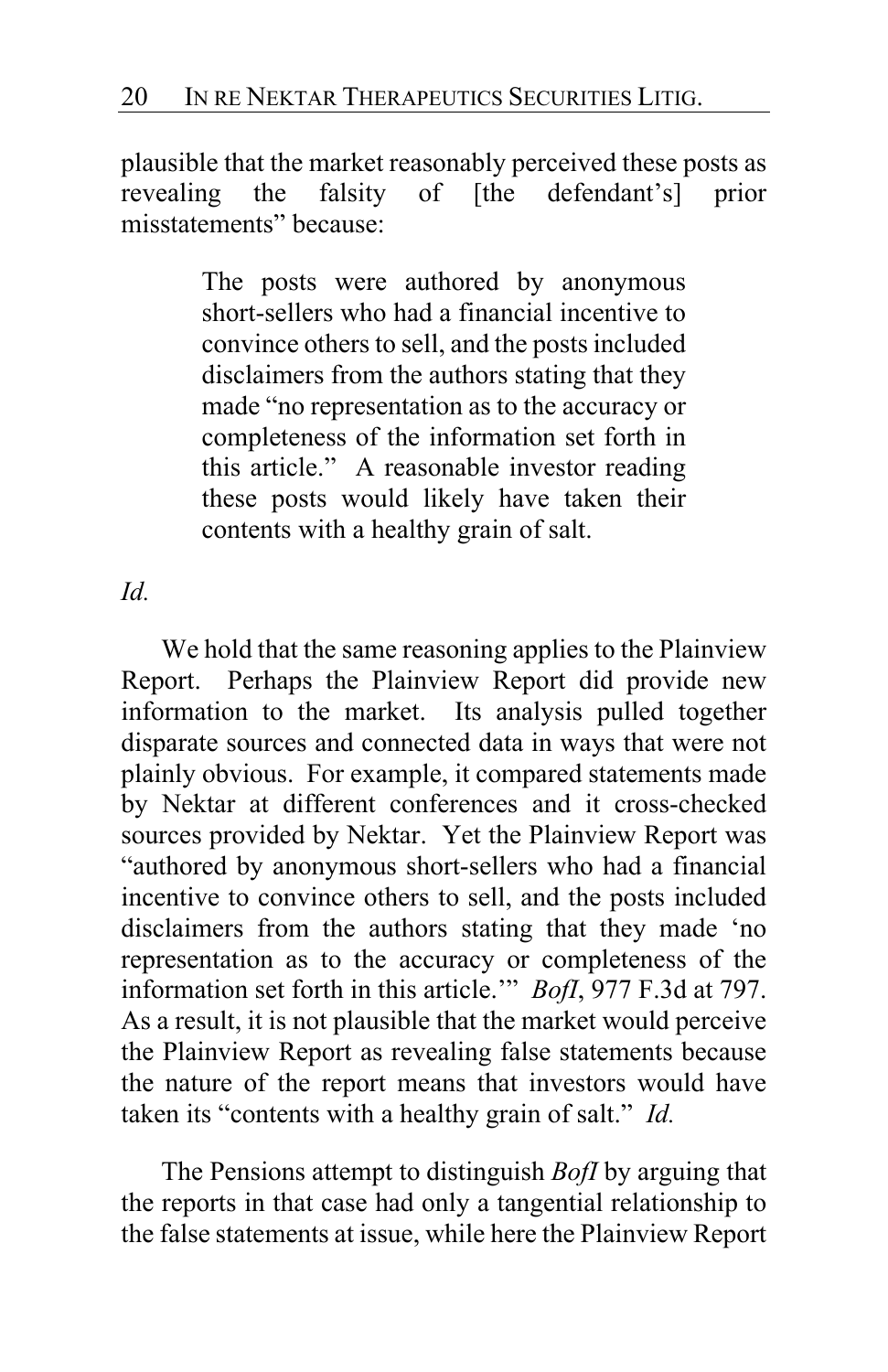plausible that the market reasonably perceived these posts as revealing the falsity of [the defendant's] prior misstatements" because:

> The posts were authored by anonymous short-sellers who had a financial incentive to convince others to sell, and the posts included disclaimers from the authors stating that they made "no representation as to the accuracy or completeness of the information set forth in this article." A reasonable investor reading these posts would likely have taken their contents with a healthy grain of salt.

*Id.*

We hold that the same reasoning applies to the Plainview Report. Perhaps the Plainview Report did provide new information to the market. Its analysis pulled together disparate sources and connected data in ways that were not plainly obvious. For example, it compared statements made by Nektar at different conferences and it cross-checked sources provided by Nektar. Yet the Plainview Report was "authored by anonymous short-sellers who had a financial incentive to convince others to sell, and the posts included disclaimers from the authors stating that they made 'no representation as to the accuracy or completeness of the information set forth in this article.'" *BofI*, 977 F.3d at 797. As a result, it is not plausible that the market would perceive the Plainview Report as revealing false statements because the nature of the report means that investors would have taken its "contents with a healthy grain of salt." *Id.*

The Pensions attempt to distinguish *BofI* by arguing that the reports in that case had only a tangential relationship to the false statements at issue, while here the Plainview Report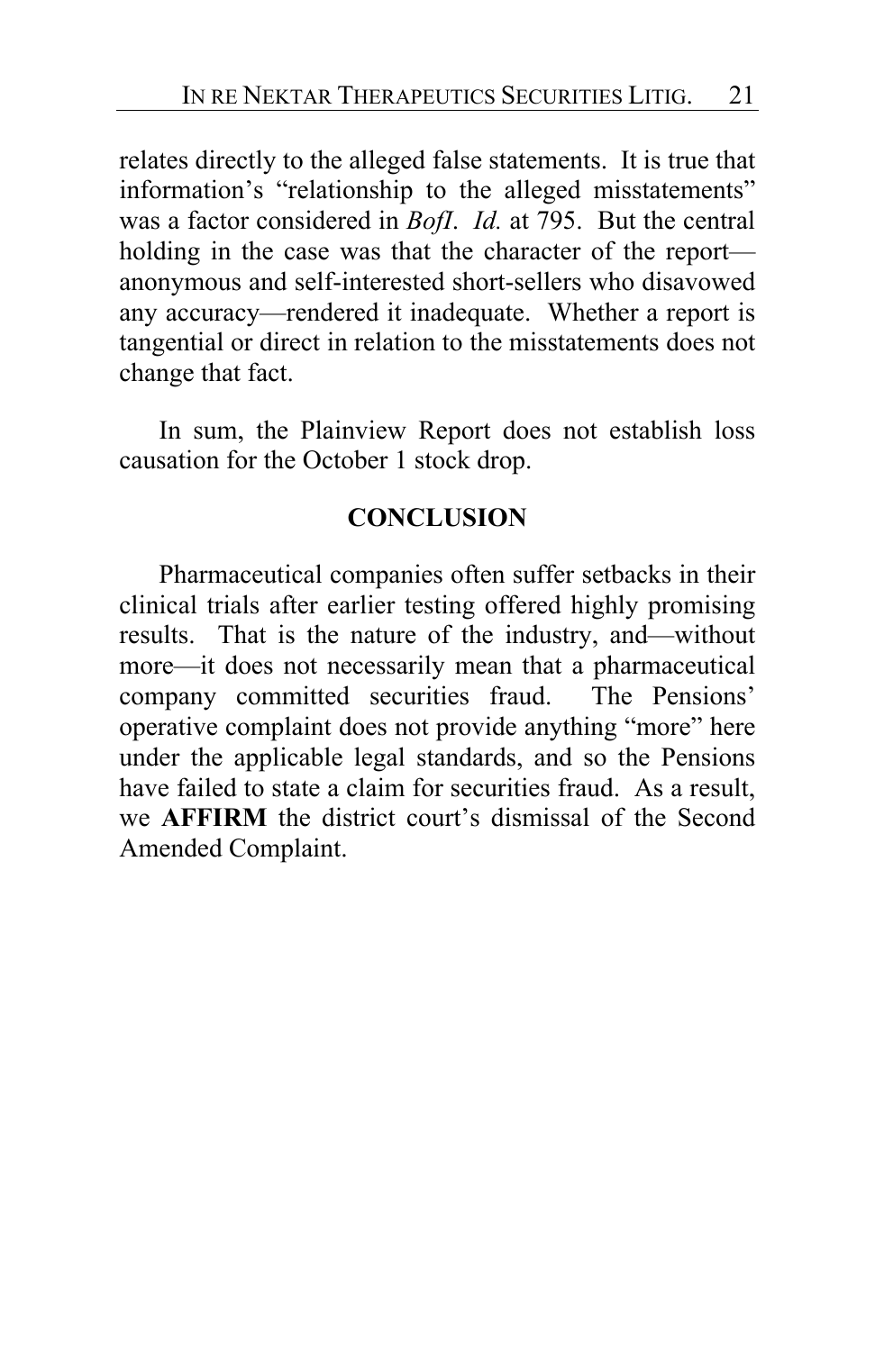relates directly to the alleged false statements. It is true that information's "relationship to the alleged misstatements" was a factor considered in *BofI*. *Id.* at 795. But the central holding in the case was that the character of the report—anonymous and self-interested short-sellers who disavowed any accuracy—rendered it inadequate. Whether a report is tangential or direct in relation to the misstatements does not change that fact.

In sum, the Plainview Report does not establish loss causation for the October 1 stock drop.

## CONCLUSION

Pharmaceutical companies often suffer setbacks in their clinical trials after earlier testing offered highly promising results. That is the nature of the industry, and—without more—it does not necessarily mean that a pharmaceutical company committed securities fraud. The Pensions' operative complaint does not provide anything "more" here under the applicable legal standards, and so the Pensions have failed to state a claim for securities fraud. As a result, we **AFFIRM** the district court's dismissal of the Second Amended Complaint.